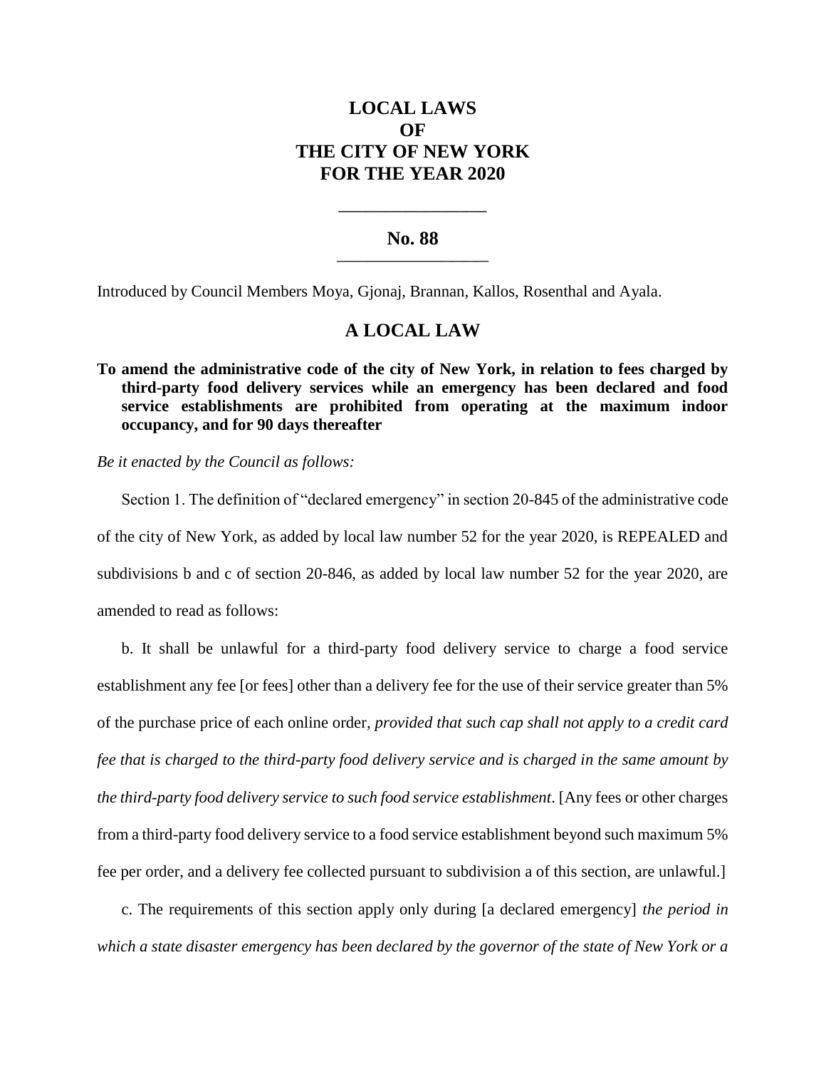# LOCAL LAWS OF THE CITY OF NEW YORK FOR THE YEAR 2020

## No. 88

Introduced by Council Members Moya, Gjonaj, Brannan, Kallos, Rosenthal and Ayala.

## A LOCAL LAW

**To amend the administrative code of the city of New York, in relation to fees charged by third-party food delivery services while an emergency has been declared and food service establishments are prohibited from operating at the maximum indoor occupancy, and for 90 days thereafter**

*Be it enacted by the Council as follows:*

Section 1. The definition of "declared emergency" in section 20-845 of the administrative code of the city of New York, as added by local law number 52 for the year 2020, is REPEALED and subdivisions b and c of section 20-846, as added by local law number 52 for the year 2020, are amended to read as follows:

b. It shall be unlawful for a third-party food delivery service to charge a food service establishment any fee [or fees] other than a delivery fee for the use of their service greater than 5% of the purchase price of each online order*, provided that such cap shall not apply to a credit card fee that is charged to the third-party food delivery service and is charged in the same amount by the third-party food delivery service to such food service establishment*. [Any fees or other charges from a third-party food delivery service to a food service establishment beyond such maximum 5% fee per order, and a delivery fee collected pursuant to subdivision a of this section, are unlawful.]

c. The requirements of this section apply only during [a declared emergency] *the period in which a state disaster emergency has been declared by the governor of the state of New York or a*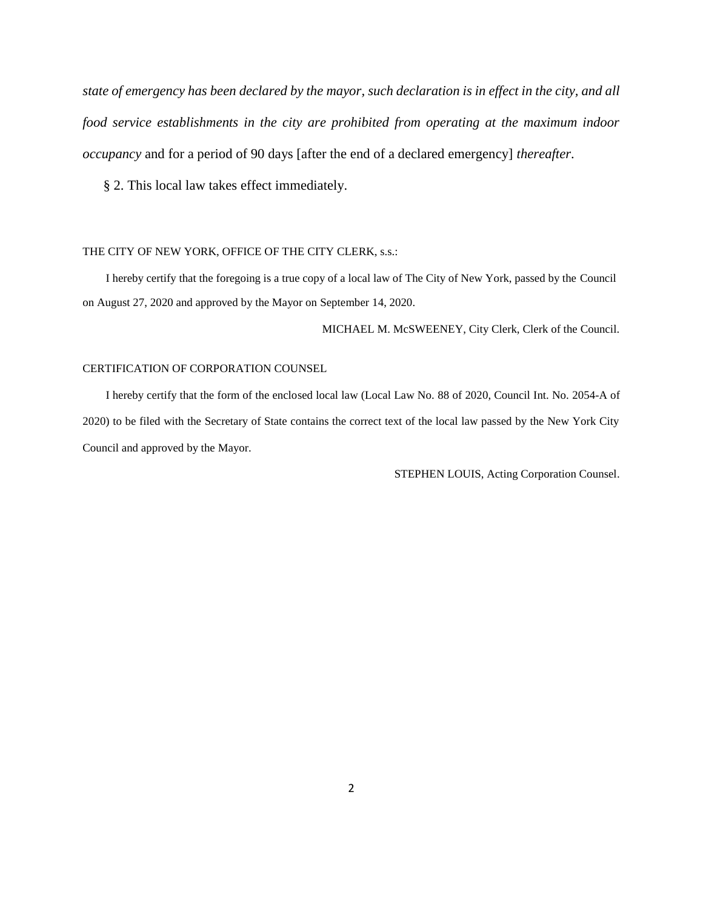*state of emergency has been declared by the mayor, such declaration is in effect in the city, and all food service establishments in the city are prohibited from operating at the maximum indoor occupancy* and for a period of 90 days [after the end of a declared emergency] *thereafter*.

§ 2. This local law takes effect immediately.

THE CITY OF NEW YORK, OFFICE OF THE CITY CLERK, s.s.:

I hereby certify that the foregoing is a true copy of a local law of The City of New York, passed by the Council on August 27, 2020 and approved by the Mayor on September 14, 2020.

MICHAEL M. McSWEENEY, City Clerk, Clerk of the Council.

CERTIFICATION OF CORPORATION COUNSEL

I hereby certify that the form of the enclosed local law (Local Law No. 88 of 2020, Council Int. No. 2054-A of 2020) to be filed with the Secretary of State contains the correct text of the local law passed by the New York City Council and approved by the Mayor.

STEPHEN LOUIS, Acting Corporation Counsel.